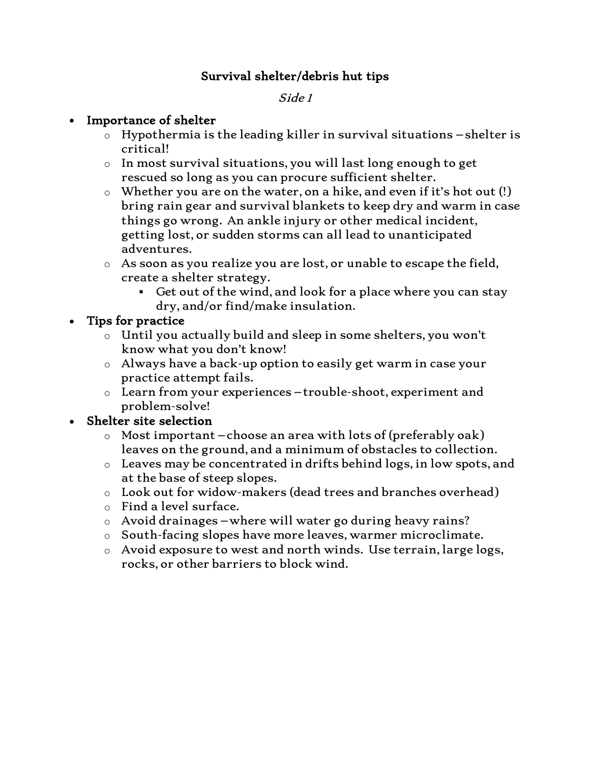# Survival shelter/debris hut tips

*Side 1*

- **Importance of shelter**
  - Hypothermia is the leading killer in survival situations – shelter is critical!
  - In most survival situations, you will last long enough to get rescued so long as you can procure sufficient shelter.
  - Whether you are on the water, on a hike, and even if it's hot out (!) bring rain gear and survival blankets to keep dry and warm in case things go wrong. An ankle injury or other medical incident, getting lost, or sudden storms can all lead to unanticipated adventures.
  - As soon as you realize you are lost, or unable to escape the field, create a shelter strategy.
    - Get out of the wind, and look for a place where you can stay dry, and/or find/make insulation.
- **Tips for practice**
  - Until you actually build and sleep in some shelters, you won't know what you don't know!
  - Always have a back-up option to easily get warm in case your practice attempt fails.
  - Learn from your experiences – trouble-shoot, experiment and problem-solve!
- **Shelter site selection**
  - Most important – choose an area with lots of (preferably oak) leaves on the ground, and a minimum of obstacles to collection.
  - Leaves may be concentrated in drifts behind logs, in low spots, and at the base of steep slopes.
  - Look out for widow-makers (dead trees and branches overhead)
  - Find a level surface.
  - Avoid drainages – where will water go during heavy rains?
  - South-facing slopes have more leaves, warmer microclimate.
  - Avoid exposure to west and north winds. Use terrain, large logs, rocks, or other barriers to block wind.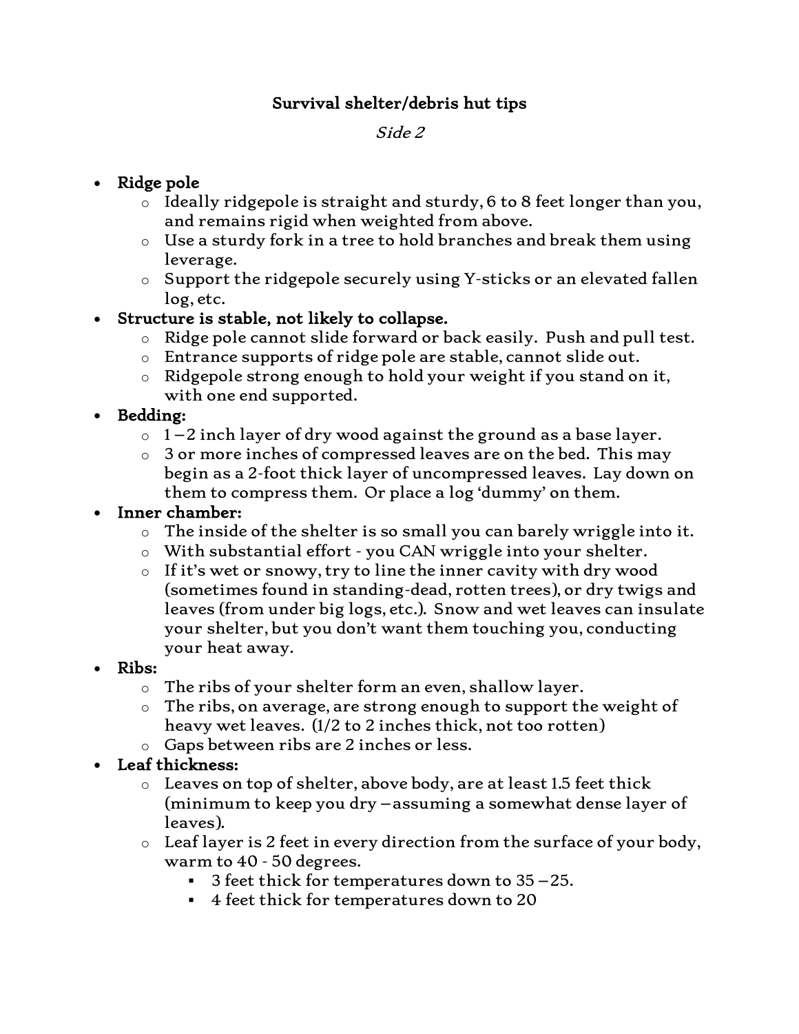**Survival shelter/debris hut tips**

*Side 2*

- **Ridge pole**
  - Ideally ridgepole is straight and sturdy, 6 to 8 feet longer than you, and remains rigid when weighted from above.
  - Use a sturdy fork in a tree to hold branches and break them using leverage.
  - Support the ridgepole securely using Y-sticks or an elevated fallen log, etc.
- **Structure is stable, not likely to collapse.**
  - Ridge pole cannot slide forward or back easily. Push and pull test.
  - Entrance supports of ridge pole are stable, cannot slide out.
  - Ridgepole strong enough to hold your weight if you stand on it, with one end supported.
- **Bedding:**
  - 1 – 2 inch layer of dry wood against the ground as a base layer.
  - 3 or more inches of compressed leaves are on the bed. This may begin as a 2-foot thick layer of uncompressed leaves. Lay down on them to compress them. Or place a log 'dummy' on them.
- **Inner chamber:**
  - The inside of the shelter is so small you can barely wriggle into it.
  - With substantial effort - you CAN wriggle into your shelter.
  - If it's wet or snowy, try to line the inner cavity with dry wood (sometimes found in standing-dead, rotten trees), or dry twigs and leaves (from under big logs, etc.). Snow and wet leaves can insulate your shelter, but you don't want them touching you, conducting your heat away.
- **Ribs:**
  - The ribs of your shelter form an even, shallow layer.
  - The ribs, on average, are strong enough to support the weight of heavy wet leaves. (1/2 to 2 inches thick, not too rotten)
  - Gaps between ribs are 2 inches or less.
- **Leaf thickness:**
  - Leaves on top of shelter, above body, are at least 1.5 feet thick (minimum to keep you dry – assuming a somewhat dense layer of leaves).
  - Leaf layer is 2 feet in every direction from the surface of your body, warm to 40 - 50 degrees.
    - 3 feet thick for temperatures down to 35 – 25.
    - 4 feet thick for temperatures down to 20